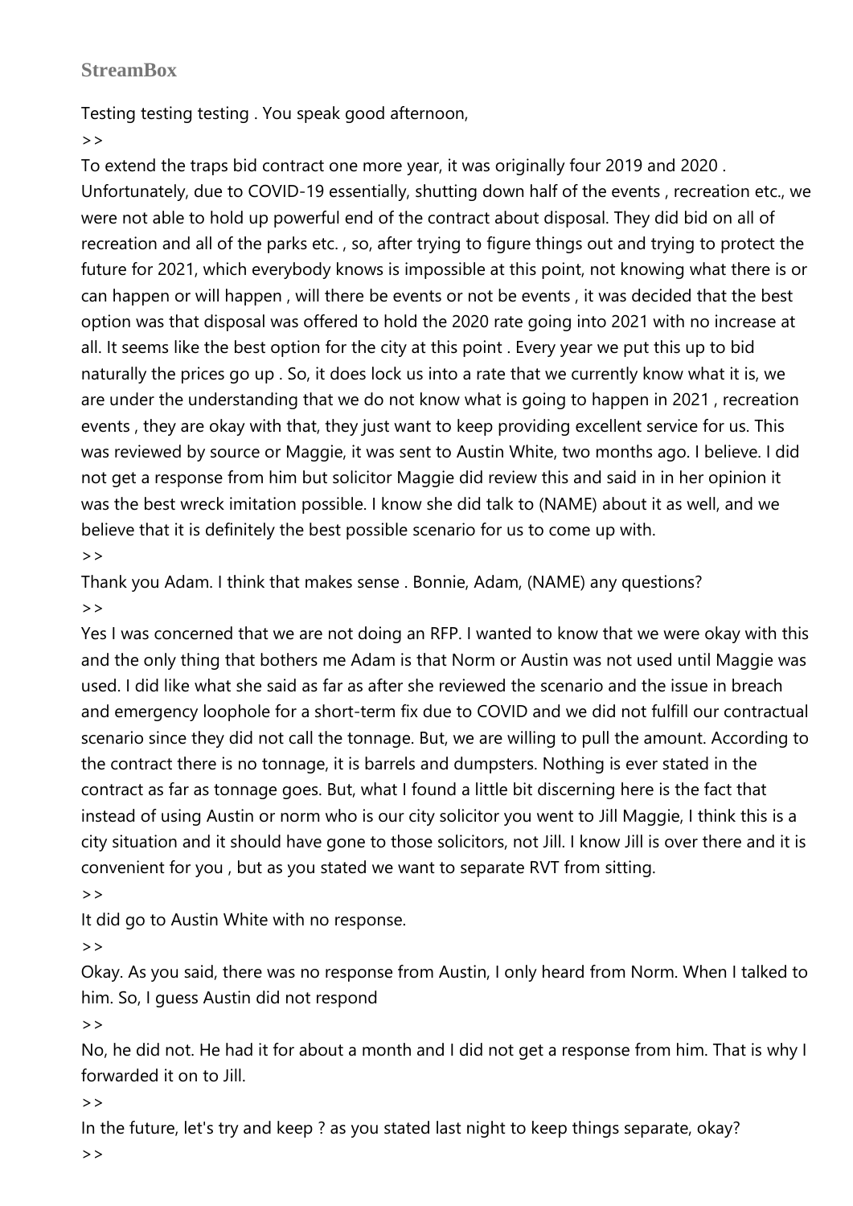**StreamBox**

Testing testing testing . You speak good afternoon,

>>

To extend the traps bid contract one more year, it was originally four 2019 and 2020 . Unfortunately, due to COVID-19 essentially, shutting down half of the events , recreation etc., we were not able to hold up powerful end of the contract about disposal. They did bid on all of recreation and all of the parks etc. , so, after trying to figure things out and trying to protect the future for 2021, which everybody knows is impossible at this point, not knowing what there is or can happen or will happen , will there be events or not be events , it was decided that the best option was that disposal was offered to hold the 2020 rate going into 2021 with no increase at all. It seems like the best option for the city at this point . Every year we put this up to bid naturally the prices go up . So, it does lock us into a rate that we currently know what it is, we are under the understanding that we do not know what is going to happen in 2021 , recreation events , they are okay with that, they just want to keep providing excellent service for us. This was reviewed by source or Maggie, it was sent to Austin White, two months ago. I believe. I did not get a response from him but solicitor Maggie did review this and said in in her opinion it was the best wreck imitation possible. I know she did talk to (NAME) about it as well, and we believe that it is definitely the best possible scenario for us to come up with.

>>

Thank you Adam. I think that makes sense . Bonnie, Adam, (NAME) any questions?

>>

Yes I was concerned that we are not doing an RFP. I wanted to know that we were okay with this and the only thing that bothers me Adam is that Norm or Austin was not used until Maggie was used. I did like what she said as far as after she reviewed the scenario and the issue in breach and emergency loophole for a short-term fix due to COVID and we did not fulfill our contractual scenario since they did not call the tonnage. But, we are willing to pull the amount. According to the contract there is no tonnage, it is barrels and dumpsters. Nothing is ever stated in the contract as far as tonnage goes. But, what I found a little bit discerning here is the fact that instead of using Austin or norm who is our city solicitor you went to Jill Maggie, I think this is a city situation and it should have gone to those solicitors, not Jill. I know Jill is over there and it is convenient for you , but as you stated we want to separate RVT from sitting.

>>

It did go to Austin White with no response.

>>

Okay. As you said, there was no response from Austin, I only heard from Norm. When I talked to him. So, I guess Austin did not respond

>>

No, he did not. He had it for about a month and I did not get a response from him. That is why I forwarded it on to Jill.

>>

In the future, let's try and keep ? as you stated last night to keep things separate, okay?

>>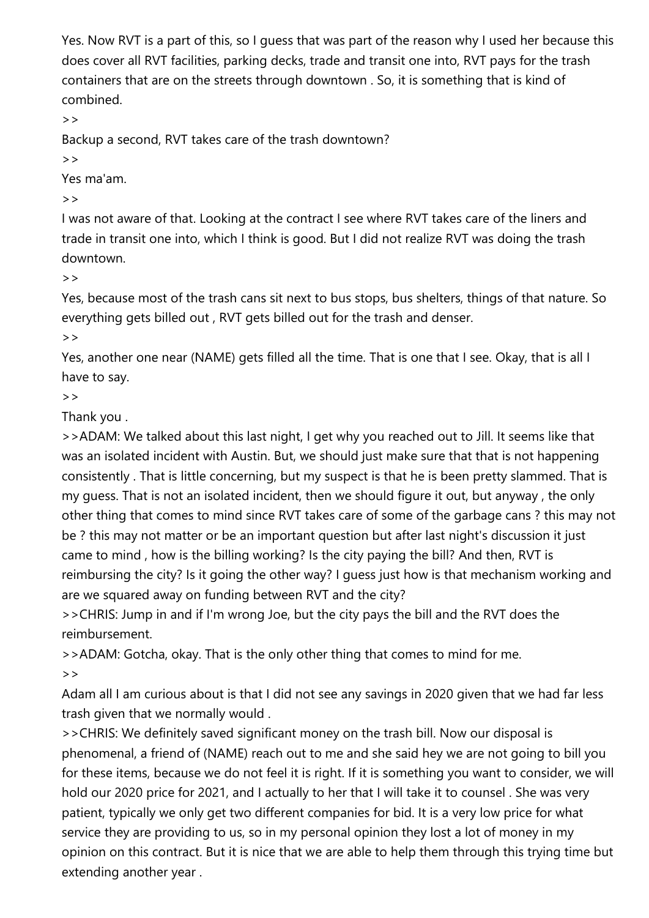Yes. Now RVT is a part of this, so I guess that was part of the reason why I used her because this does cover all RVT facilities, parking decks, trade and transit one into, RVT pays for the trash containers that are on the streets through downtown . So, it is something that is kind of combined.

>>

Backup a second, RVT takes care of the trash downtown?

>>

Yes ma'am.

>>

I was not aware of that. Looking at the contract I see where RVT takes care of the liners and trade in transit one into, which I think is good. But I did not realize RVT was doing the trash downtown.

>>

Yes, because most of the trash cans sit next to bus stops, bus shelters, things of that nature. So everything gets billed out , RVT gets billed out for the trash and denser.

>>

Yes, another one near (NAME) gets filled all the time. That is one that I see. Okay, that is all I have to say.

>>

Thank you .

>>ADAM: We talked about this last night, I get why you reached out to Jill. It seems like that was an isolated incident with Austin. But, we should just make sure that that is not happening consistently . That is little concerning, but my suspect is that he is been pretty slammed. That is my guess. That is not an isolated incident, then we should figure it out, but anyway , the only other thing that comes to mind since RVT takes care of some of the garbage cans ? this may not be ? this may not matter or be an important question but after last night's discussion it just came to mind , how is the billing working? Is the city paying the bill? And then, RVT is reimbursing the city? Is it going the other way? I guess just how is that mechanism working and are we squared away on funding between RVT and the city?

>>CHRIS: Jump in and if I'm wrong Joe, but the city pays the bill and the RVT does the reimbursement.

>>ADAM: Gotcha, okay. That is the only other thing that comes to mind for me.

>>

Adam all I am curious about is that I did not see any savings in 2020 given that we had far less trash given that we normally would .

>>CHRIS: We definitely saved significant money on the trash bill. Now our disposal is phenomenal, a friend of (NAME) reach out to me and she said hey we are not going to bill you for these items, because we do not feel it is right. If it is something you want to consider, we will hold our 2020 price for 2021, and I actually to her that I will take it to counsel . She was very patient, typically we only get two different companies for bid. It is a very low price for what service they are providing to us, so in my personal opinion they lost a lot of money in my opinion on this contract. But it is nice that we are able to help them through this trying time but extending another year .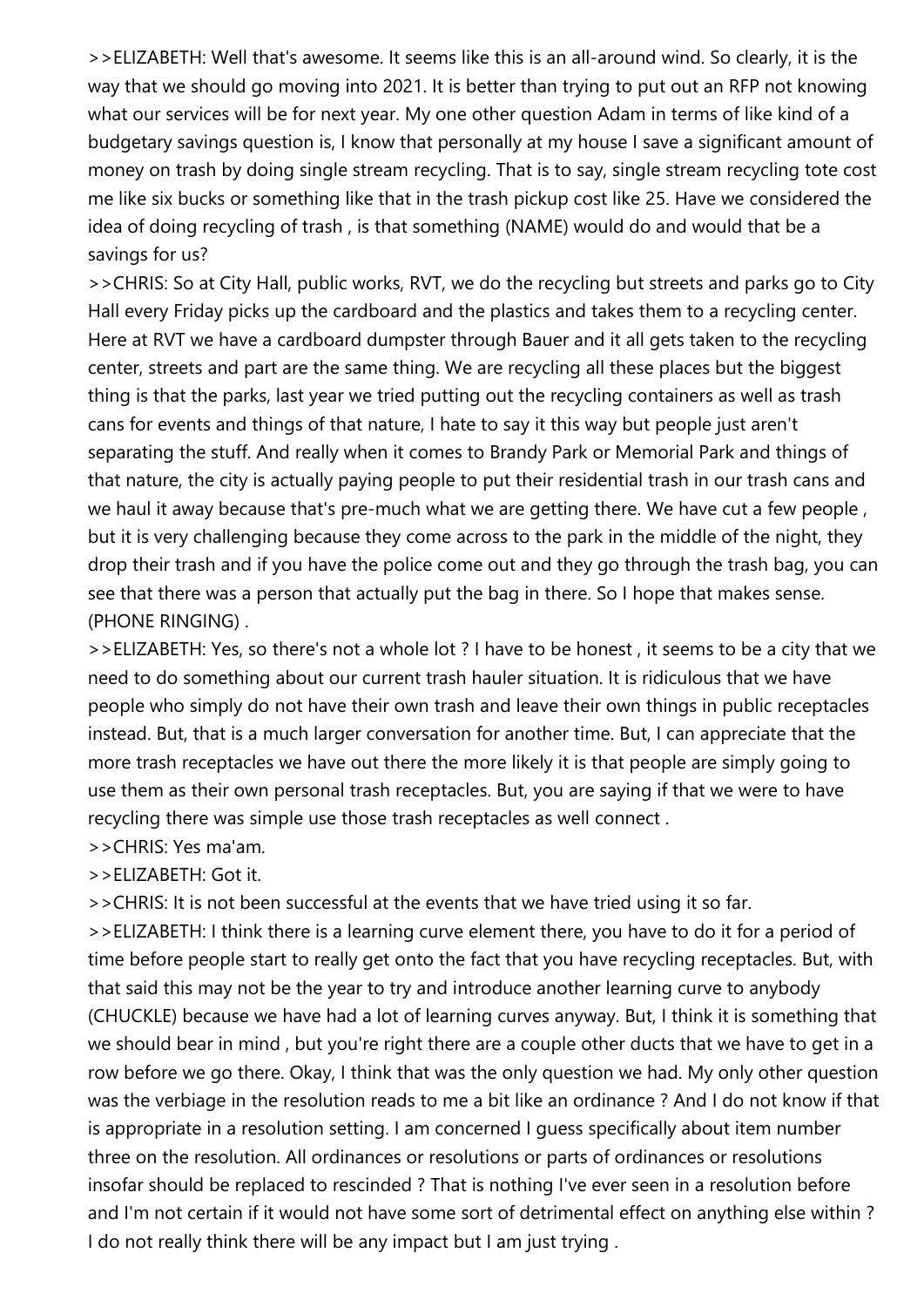>>ELIZABETH: Well that's awesome. It seems like this is an all-around wind. So clearly, it is the way that we should go moving into 2021. It is better than trying to put out an RFP not knowing what our services will be for next year. My one other question Adam in terms of like kind of a budgetary savings question is, I know that personally at my house I save a significant amount of money on trash by doing single stream recycling. That is to say, single stream recycling tote cost me like six bucks or something like that in the trash pickup cost like 25. Have we considered the idea of doing recycling of trash , is that something (NAME) would do and would that be a savings for us?

>>CHRIS: So at City Hall, public works, RVT, we do the recycling but streets and parks go to City Hall every Friday picks up the cardboard and the plastics and takes them to a recycling center. Here at RVT we have a cardboard dumpster through Bauer and it all gets taken to the recycling center, streets and part are the same thing. We are recycling all these places but the biggest thing is that the parks, last year we tried putting out the recycling containers as well as trash cans for events and things of that nature, I hate to say it this way but people just aren't separating the stuff. And really when it comes to Brandy Park or Memorial Park and things of that nature, the city is actually paying people to put their residential trash in our trash cans and we haul it away because that's pre-much what we are getting there. We have cut a few people , but it is very challenging because they come across to the park in the middle of the night, they drop their trash and if you have the police come out and they go through the trash bag, you can see that there was a person that actually put the bag in there. So I hope that makes sense. (PHONE RINGING) .

>>ELIZABETH: Yes, so there's not a whole lot ? I have to be honest , it seems to be a city that we need to do something about our current trash hauler situation. It is ridiculous that we have people who simply do not have their own trash and leave their own things in public receptacles instead. But, that is a much larger conversation for another time. But, I can appreciate that the more trash receptacles we have out there the more likely it is that people are simply going to use them as their own personal trash receptacles. But, you are saying if that we were to have recycling there was simple use those trash receptacles as well connect .

>>CHRIS: Yes ma'am.

>>ELIZABETH: Got it.

>>CHRIS: It is not been successful at the events that we have tried using it so far.

>>ELIZABETH: I think there is a learning curve element there, you have to do it for a period of time before people start to really get onto the fact that you have recycling receptacles. But, with that said this may not be the year to try and introduce another learning curve to anybody (CHUCKLE) because we have had a lot of learning curves anyway. But, I think it is something that we should bear in mind , but you're right there are a couple other ducts that we have to get in a row before we go there. Okay, I think that was the only question we had. My only other question was the verbiage in the resolution reads to me a bit like an ordinance ? And I do not know if that is appropriate in a resolution setting. I am concerned I guess specifically about item number three on the resolution. All ordinances or resolutions or parts of ordinances or resolutions insofar should be replaced to rescinded ? That is nothing I've ever seen in a resolution before and I'm not certain if it would not have some sort of detrimental effect on anything else within ? I do not really think there will be any impact but I am just trying .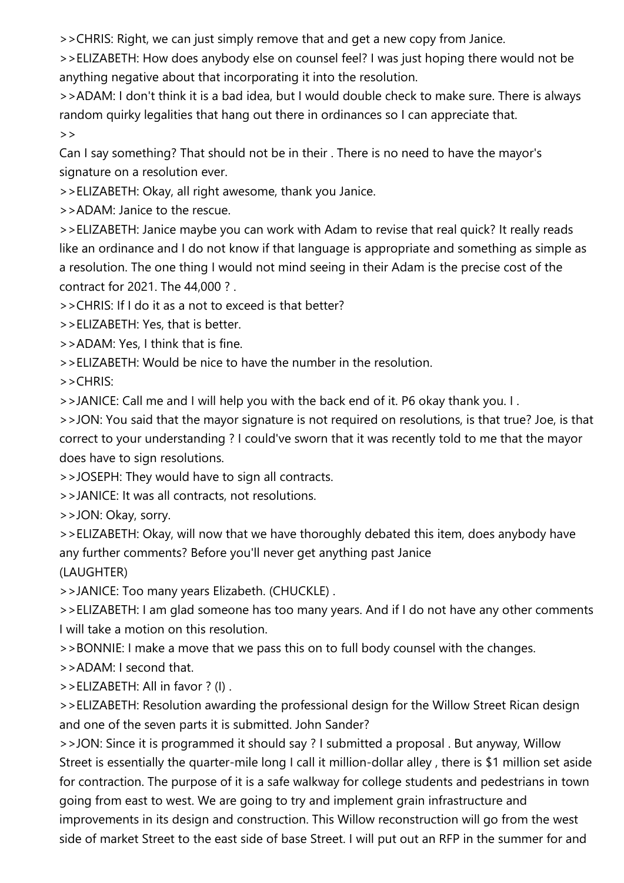>>CHRIS: Right, we can just simply remove that and get a new copy from Janice.

>>ELIZABETH: How does anybody else on counsel feel? I was just hoping there would not be anything negative about that incorporating it into the resolution.

>>ADAM: I don't think it is a bad idea, but I would double check to make sure. There is always random quirky legalities that hang out there in ordinances so I can appreciate that.

>>

Can I say something? That should not be in their . There is no need to have the mayor's signature on a resolution ever.

>>ELIZABETH: Okay, all right awesome, thank you Janice.

>>ADAM: Janice to the rescue.

>>ELIZABETH: Janice maybe you can work with Adam to revise that real quick? It really reads like an ordinance and I do not know if that language is appropriate and something as simple as a resolution. The one thing I would not mind seeing in their Adam is the precise cost of the contract for 2021. The 44,000 ? .

>>CHRIS: If I do it as a not to exceed is that better?

>>ELIZABETH: Yes, that is better.

>>ADAM: Yes, I think that is fine.

>>ELIZABETH: Would be nice to have the number in the resolution.

>>CHRIS:

>>JANICE: Call me and I will help you with the back end of it. P6 okay thank you. I .

>>JON: You said that the mayor signature is not required on resolutions, is that true? Joe, is that correct to your understanding ? I could've sworn that it was recently told to me that the mayor does have to sign resolutions.

>>JOSEPH: They would have to sign all contracts.

>>JANICE: It was all contracts, not resolutions.

>>JON: Okay, sorry.

>>ELIZABETH: Okay, will now that we have thoroughly debated this item, does anybody have any further comments? Before you'll never get anything past Janice

(LAUGHTER)

>>JANICE: Too many years Elizabeth. (CHUCKLE) .

>>ELIZABETH: I am glad someone has too many years. And if I do not have any other comments I will take a motion on this resolution.

>>BONNIE: I make a move that we pass this on to full body counsel with the changes.

>>ADAM: I second that.

>>ELIZABETH: All in favor ? (I) .

>>ELIZABETH: Resolution awarding the professional design for the Willow Street Rican design and one of the seven parts it is submitted. John Sander?

>>JON: Since it is programmed it should say ? I submitted a proposal . But anyway, Willow Street is essentially the quarter-mile long I call it million-dollar alley , there is $1 million set aside for contraction. The purpose of it is a safe walkway for college students and pedestrians in town going from east to west. We are going to try and implement grain infrastructure and improvements in its design and construction. This Willow reconstruction will go from the west side of market Street to the east side of base Street. I will put out an RFP in the summer for and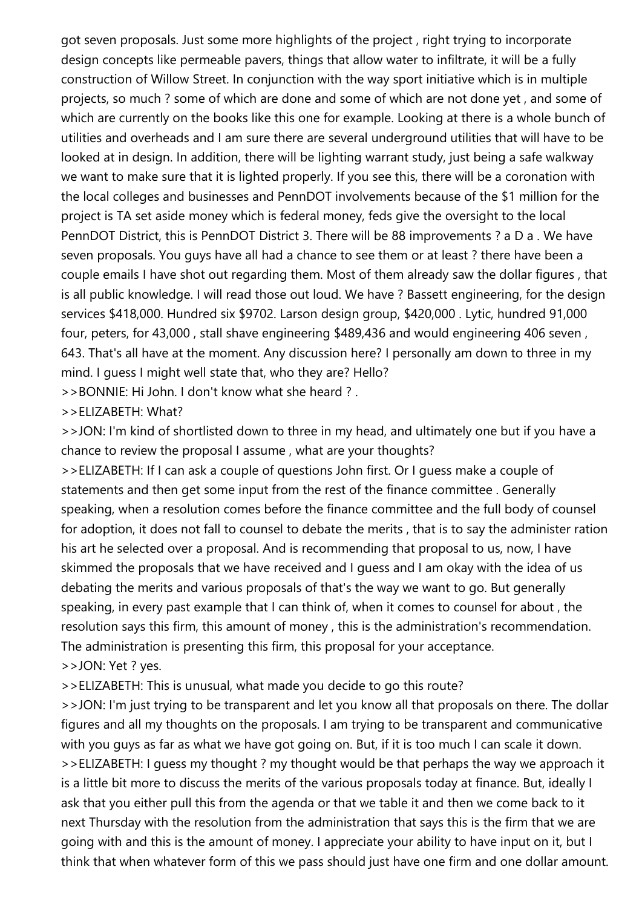got seven proposals. Just some more highlights of the project , right trying to incorporate design concepts like permeable pavers, things that allow water to infiltrate, it will be a fully construction of Willow Street. In conjunction with the way sport initiative which is in multiple projects, so much ? some of which are done and some of which are not done yet , and some of which are currently on the books like this one for example. Looking at there is a whole bunch of utilities and overheads and I am sure there are several underground utilities that will have to be looked at in design. In addition, there will be lighting warrant study, just being a safe walkway we want to make sure that it is lighted properly. If you see this, there will be a coronation with the local colleges and businesses and PennDOT involvements because of the $1 million for the project is TA set aside money which is federal money, feds give the oversight to the local PennDOT District, this is PennDOT District 3. There will be 88 improvements ? a D a . We have seven proposals. You guys have all had a chance to see them or at least ? there have been a couple emails I have shot out regarding them. Most of them already saw the dollar figures , that is all public knowledge. I will read those out loud. We have ? Bassett engineering, for the design services $418,000. Hundred six $9702. Larson design group, $420,000 . Lytic, hundred 91,000 four, peters, for 43,000 , stall shave engineering $489,436 and would engineering 406 seven , 643. That's all have at the moment. Any discussion here? I personally am down to three in my mind. I guess I might well state that, who they are? Hello?

>>BONNIE: Hi John. I don't know what she heard ? .

>>ELIZABETH: What?

>>JON: I'm kind of shortlisted down to three in my head, and ultimately one but if you have a chance to review the proposal I assume , what are your thoughts?

>>ELIZABETH: If I can ask a couple of questions John first. Or I guess make a couple of statements and then get some input from the rest of the finance committee . Generally speaking, when a resolution comes before the finance committee and the full body of counsel for adoption, it does not fall to counsel to debate the merits , that is to say the administer ration his art he selected over a proposal. And is recommending that proposal to us, now, I have skimmed the proposals that we have received and I guess and I am okay with the idea of us debating the merits and various proposals of that's the way we want to go. But generally speaking, in every past example that I can think of, when it comes to counsel for about , the resolution says this firm, this amount of money , this is the administration's recommendation. The administration is presenting this firm, this proposal for your acceptance.

>>JON: Yet ? yes.

>>ELIZABETH: This is unusual, what made you decide to go this route?

>>JON: I'm just trying to be transparent and let you know all that proposals on there. The dollar figures and all my thoughts on the proposals. I am trying to be transparent and communicative with you guys as far as what we have got going on. But, if it is too much I can scale it down.

>>ELIZABETH: I guess my thought ? my thought would be that perhaps the way we approach it is a little bit more to discuss the merits of the various proposals today at finance. But, ideally I ask that you either pull this from the agenda or that we table it and then we come back to it next Thursday with the resolution from the administration that says this is the firm that we are going with and this is the amount of money. I appreciate your ability to have input on it, but I think that when whatever form of this we pass should just have one firm and one dollar amount.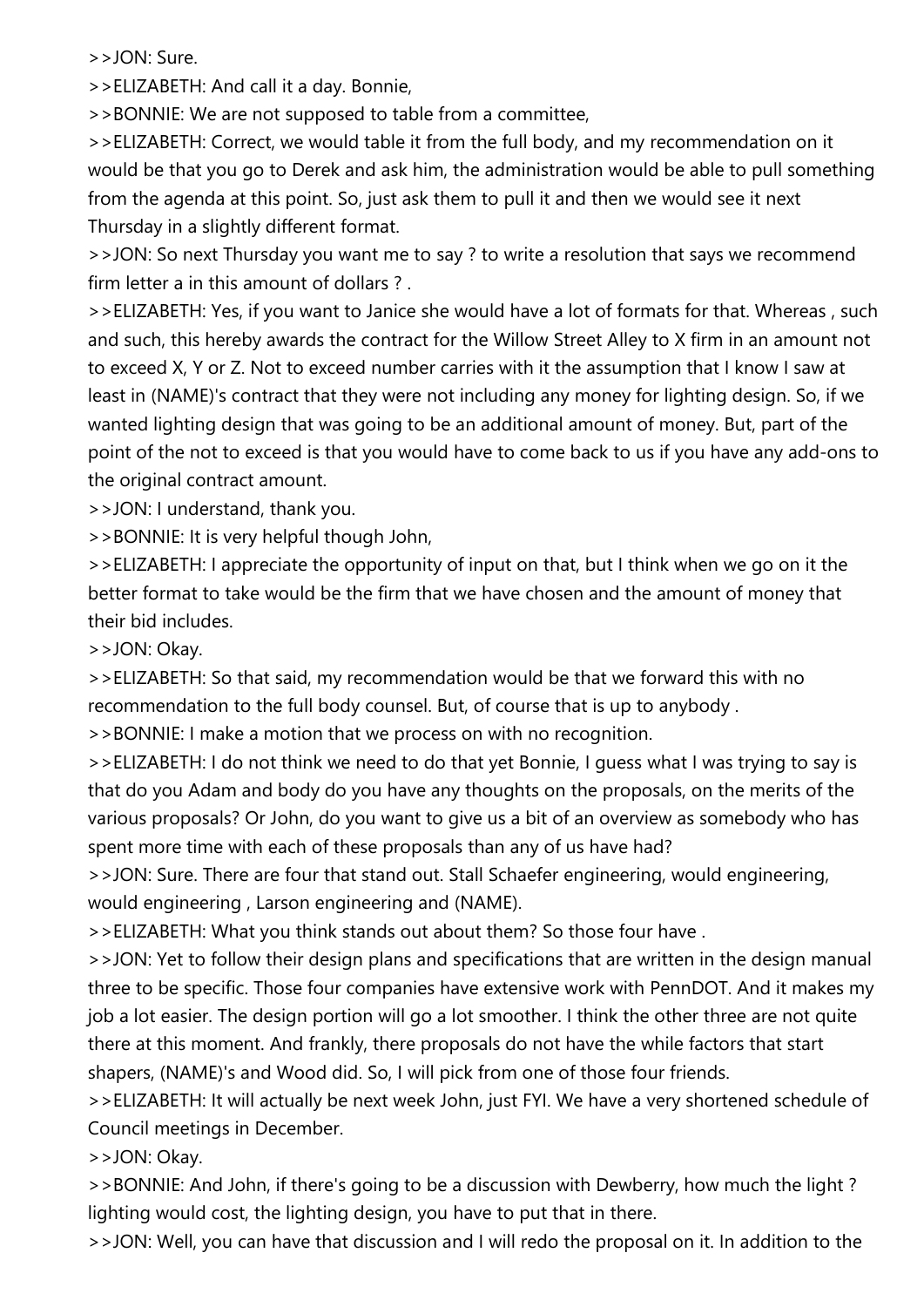>>JON: Sure.

>>ELIZABETH: And call it a day. Bonnie,

>>BONNIE: We are not supposed to table from a committee,

>>ELIZABETH: Correct, we would table it from the full body, and my recommendation on it would be that you go to Derek and ask him, the administration would be able to pull something from the agenda at this point. So, just ask them to pull it and then we would see it next Thursday in a slightly different format.

>>JON: So next Thursday you want me to say ? to write a resolution that says we recommend firm letter a in this amount of dollars ? .

>>ELIZABETH: Yes, if you want to Janice she would have a lot of formats for that. Whereas , such and such, this hereby awards the contract for the Willow Street Alley to X firm in an amount not to exceed X, Y or Z. Not to exceed number carries with it the assumption that I know I saw at least in (NAME)'s contract that they were not including any money for lighting design. So, if we wanted lighting design that was going to be an additional amount of money. But, part of the point of the not to exceed is that you would have to come back to us if you have any add-ons to the original contract amount.

>>JON: I understand, thank you.

>>BONNIE: It is very helpful though John,

>>ELIZABETH: I appreciate the opportunity of input on that, but I think when we go on it the better format to take would be the firm that we have chosen and the amount of money that their bid includes.

>>JON: Okay.

>>ELIZABETH: So that said, my recommendation would be that we forward this with no recommendation to the full body counsel. But, of course that is up to anybody .

>>BONNIE: I make a motion that we process on with no recognition.

>>ELIZABETH: I do not think we need to do that yet Bonnie, I guess what I was trying to say is that do you Adam and body do you have any thoughts on the proposals, on the merits of the various proposals? Or John, do you want to give us a bit of an overview as somebody who has spent more time with each of these proposals than any of us have had?

>>JON: Sure. There are four that stand out. Stall Schaefer engineering, would engineering, would engineering , Larson engineering and (NAME).

>>ELIZABETH: What you think stands out about them? So those four have .

>>JON: Yet to follow their design plans and specifications that are written in the design manual three to be specific. Those four companies have extensive work with PennDOT. And it makes my job a lot easier. The design portion will go a lot smoother. I think the other three are not quite there at this moment. And frankly, there proposals do not have the while factors that start shapers, (NAME)'s and Wood did. So, I will pick from one of those four friends.

>>ELIZABETH: It will actually be next week John, just FYI. We have a very shortened schedule of Council meetings in December.

>>JON: Okay.

>>BONNIE: And John, if there's going to be a discussion with Dewberry, how much the light ? lighting would cost, the lighting design, you have to put that in there.

>>JON: Well, you can have that discussion and I will redo the proposal on it. In addition to the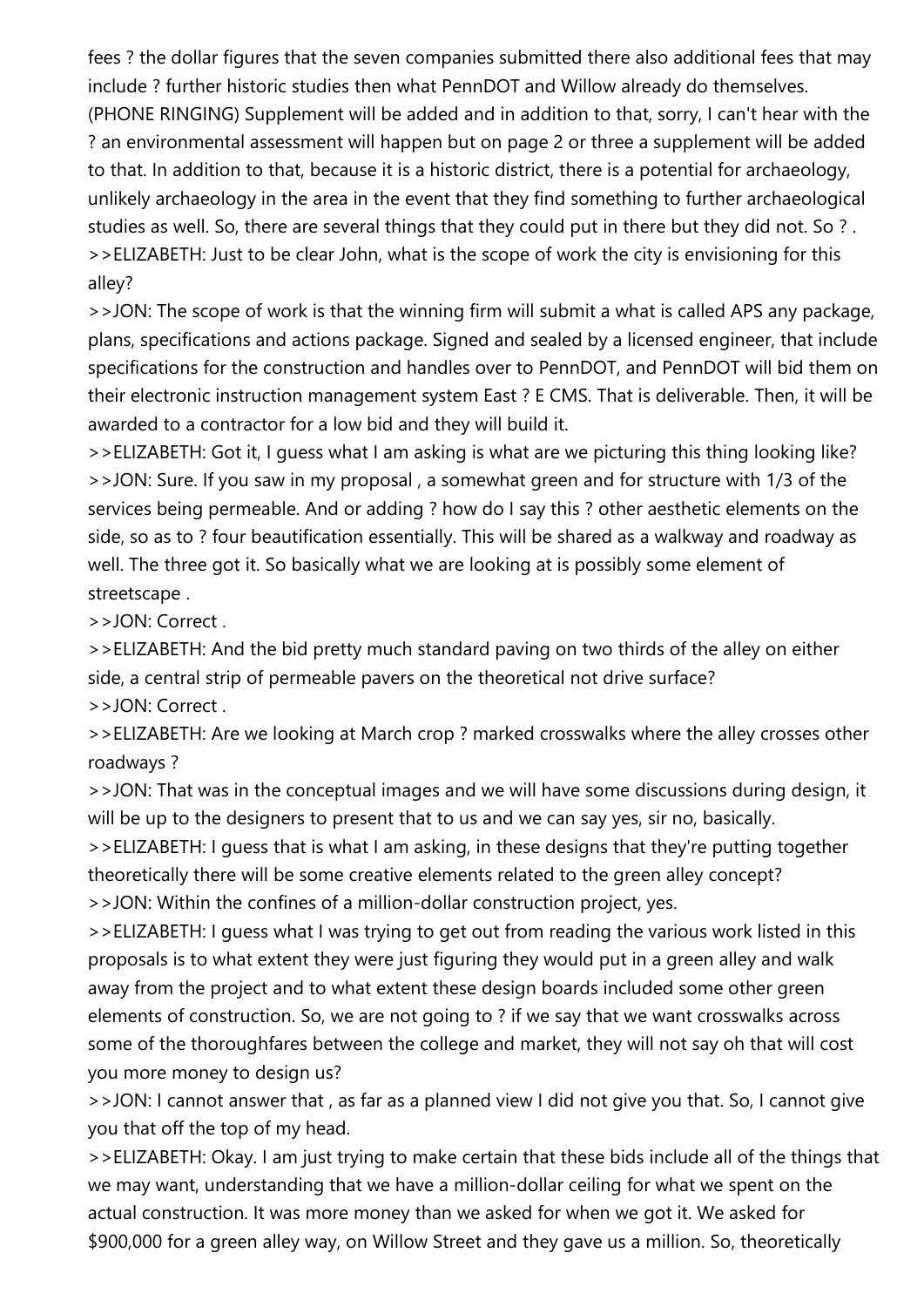fees ? the dollar figures that the seven companies submitted there also additional fees that may include ? further historic studies then what PennDOT and Willow already do themselves. (PHONE RINGING) Supplement will be added and in addition to that, sorry, I can't hear with the ? an environmental assessment will happen but on page 2 or three a supplement will be added to that. In addition to that, because it is a historic district, there is a potential for archaeology, unlikely archaeology in the area in the event that they find something to further archaeological studies as well. So, there are several things that they could put in there but they did not. So ? .

>>ELIZABETH: Just to be clear John, what is the scope of work the city is envisioning for this alley?

>>JON: The scope of work is that the winning firm will submit a what is called APS any package, plans, specifications and actions package. Signed and sealed by a licensed engineer, that include specifications for the construction and handles over to PennDOT, and PennDOT will bid them on their electronic instruction management system East ? E CMS. That is deliverable. Then, it will be awarded to a contractor for a low bid and they will build it.

>>ELIZABETH: Got it, I guess what I am asking is what are we picturing this thing looking like?

>>JON: Sure. If you saw in my proposal , a somewhat green and for structure with 1/3 of the services being permeable. And or adding ? how do I say this ? other aesthetic elements on the side, so as to ? four beautification essentially. This will be shared as a walkway and roadway as well. The three got it. So basically what we are looking at is possibly some element of streetscape .

>>JON: Correct .

>>ELIZABETH: And the bid pretty much standard paving on two thirds of the alley on either side, a central strip of permeable pavers on the theoretical not drive surface?

>>JON: Correct .

>>ELIZABETH: Are we looking at March crop ? marked crosswalks where the alley crosses other roadways ?

>>JON: That was in the conceptual images and we will have some discussions during design, it will be up to the designers to present that to us and we can say yes, sir no, basically.

>>ELIZABETH: I guess that is what I am asking, in these designs that they're putting together theoretically there will be some creative elements related to the green alley concept?

>>JON: Within the confines of a million-dollar construction project, yes.

>>ELIZABETH: I guess what I was trying to get out from reading the various work listed in this proposals is to what extent they were just figuring they would put in a green alley and walk away from the project and to what extent these design boards included some other green elements of construction. So, we are not going to ? if we say that we want crosswalks across some of the thoroughfares between the college and market, they will not say oh that will cost you more money to design us?

>>JON: I cannot answer that , as far as a planned view I did not give you that. So, I cannot give you that off the top of my head.

>>ELIZABETH: Okay. I am just trying to make certain that these bids include all of the things that we may want, understanding that we have a million-dollar ceiling for what we spent on the actual construction. It was more money than we asked for when we got it. We asked for $900,000 for a green alley way, on Willow Street and they gave us a million. So, theoretically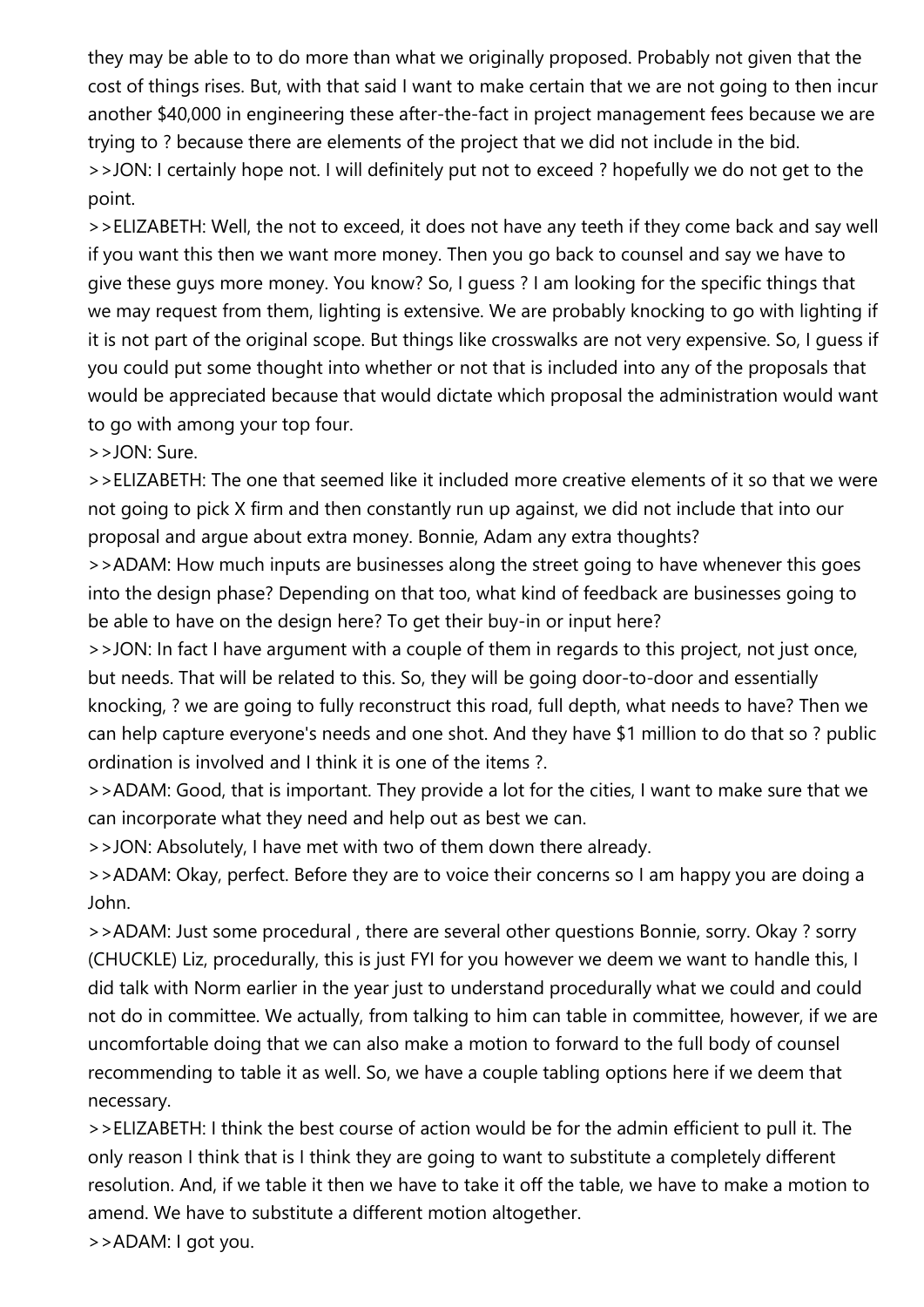they may be able to to do more than what we originally proposed. Probably not given that the cost of things rises. But, with that said I want to make certain that we are not going to then incur another $40,000 in engineering these after-the-fact in project management fees because we are trying to ? because there are elements of the project that we did not include in the bid.

>>JON: I certainly hope not. I will definitely put not to exceed ? hopefully we do not get to the point.

>>ELIZABETH: Well, the not to exceed, it does not have any teeth if they come back and say well if you want this then we want more money. Then you go back to counsel and say we have to give these guys more money. You know? So, I guess ? I am looking for the specific things that we may request from them, lighting is extensive. We are probably knocking to go with lighting if it is not part of the original scope. But things like crosswalks are not very expensive. So, I guess if you could put some thought into whether or not that is included into any of the proposals that would be appreciated because that would dictate which proposal the administration would want to go with among your top four.

>>JON: Sure.

>>ELIZABETH: The one that seemed like it included more creative elements of it so that we were not going to pick X firm and then constantly run up against, we did not include that into our proposal and argue about extra money. Bonnie, Adam any extra thoughts?

>>ADAM: How much inputs are businesses along the street going to have whenever this goes into the design phase? Depending on that too, what kind of feedback are businesses going to be able to have on the design here? To get their buy-in or input here?

>>JON: In fact I have argument with a couple of them in regards to this project, not just once, but needs. That will be related to this. So, they will be going door-to-door and essentially knocking, ? we are going to fully reconstruct this road, full depth, what needs to have? Then we can help capture everyone's needs and one shot. And they have $1 million to do that so ? public ordination is involved and I think it is one of the items ?.

>>ADAM: Good, that is important. They provide a lot for the cities, I want to make sure that we can incorporate what they need and help out as best we can.

>>JON: Absolutely, I have met with two of them down there already.

>>ADAM: Okay, perfect. Before they are to voice their concerns so I am happy you are doing a John.

>>ADAM: Just some procedural , there are several other questions Bonnie, sorry. Okay ? sorry (CHUCKLE) Liz, procedurally, this is just FYI for you however we deem we want to handle this, I did talk with Norm earlier in the year just to understand procedurally what we could and could not do in committee. We actually, from talking to him can table in committee, however, if we are uncomfortable doing that we can also make a motion to forward to the full body of counsel recommending to table it as well. So, we have a couple tabling options here if we deem that necessary.

>>ELIZABETH: I think the best course of action would be for the admin efficient to pull it. The only reason I think that is I think they are going to want to substitute a completely different resolution. And, if we table it then we have to take it off the table, we have to make a motion to amend. We have to substitute a different motion altogether.

>>ADAM: I got you.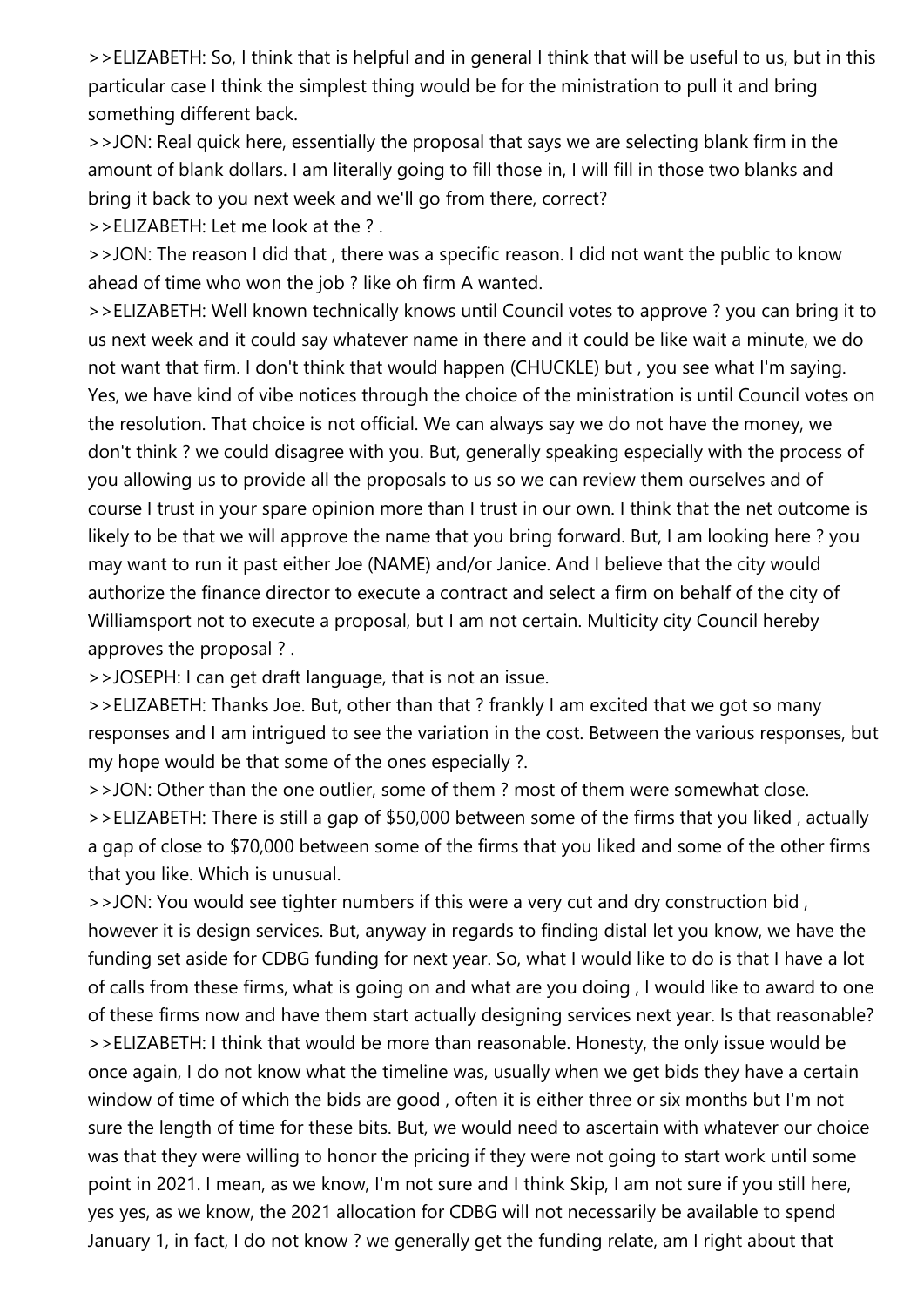>>ELIZABETH: So, I think that is helpful and in general I think that will be useful to us, but in this particular case I think the simplest thing would be for the ministration to pull it and bring something different back.

>>JON: Real quick here, essentially the proposal that says we are selecting blank firm in the amount of blank dollars. I am literally going to fill those in, I will fill in those two blanks and bring it back to you next week and we'll go from there, correct?

>>ELIZABETH: Let me look at the ? .

>>JON: The reason I did that , there was a specific reason. I did not want the public to know ahead of time who won the job ? like oh firm A wanted.

>>ELIZABETH: Well known technically knows until Council votes to approve ? you can bring it to us next week and it could say whatever name in there and it could be like wait a minute, we do not want that firm. I don't think that would happen (CHUCKLE) but , you see what I'm saying. Yes, we have kind of vibe notices through the choice of the ministration is until Council votes on the resolution. That choice is not official. We can always say we do not have the money, we don't think ? we could disagree with you. But, generally speaking especially with the process of you allowing us to provide all the proposals to us so we can review them ourselves and of course I trust in your spare opinion more than I trust in our own. I think that the net outcome is likely to be that we will approve the name that you bring forward. But, I am looking here ? you may want to run it past either Joe (NAME) and/or Janice. And I believe that the city would authorize the finance director to execute a contract and select a firm on behalf of the city of Williamsport not to execute a proposal, but I am not certain. Multicity city Council hereby approves the proposal ? .

>>JOSEPH: I can get draft language, that is not an issue.

>>ELIZABETH: Thanks Joe. But, other than that ? frankly I am excited that we got so many responses and I am intrigued to see the variation in the cost. Between the various responses, but my hope would be that some of the ones especially ?.

>>JON: Other than the one outlier, some of them ? most of them were somewhat close.

>>ELIZABETH: There is still a gap of $50,000 between some of the firms that you liked , actually a gap of close to $70,000 between some of the firms that you liked and some of the other firms that you like. Which is unusual.

>>JON: You would see tighter numbers if this were a very cut and dry construction bid , however it is design services. But, anyway in regards to finding distal let you know, we have the funding set aside for CDBG funding for next year. So, what I would like to do is that I have a lot of calls from these firms, what is going on and what are you doing , I would like to award to one of these firms now and have them start actually designing services next year. Is that reasonable?

>>ELIZABETH: I think that would be more than reasonable. Honesty, the only issue would be once again, I do not know what the timeline was, usually when we get bids they have a certain window of time of which the bids are good , often it is either three or six months but I'm not sure the length of time for these bits. But, we would need to ascertain with whatever our choice was that they were willing to honor the pricing if they were not going to start work until some point in 2021. I mean, as we know, I'm not sure and I think Skip, I am not sure if you still here, yes yes, as we know, the 2021 allocation for CDBG will not necessarily be available to spend January 1, in fact, I do not know ? we generally get the funding relate, am I right about that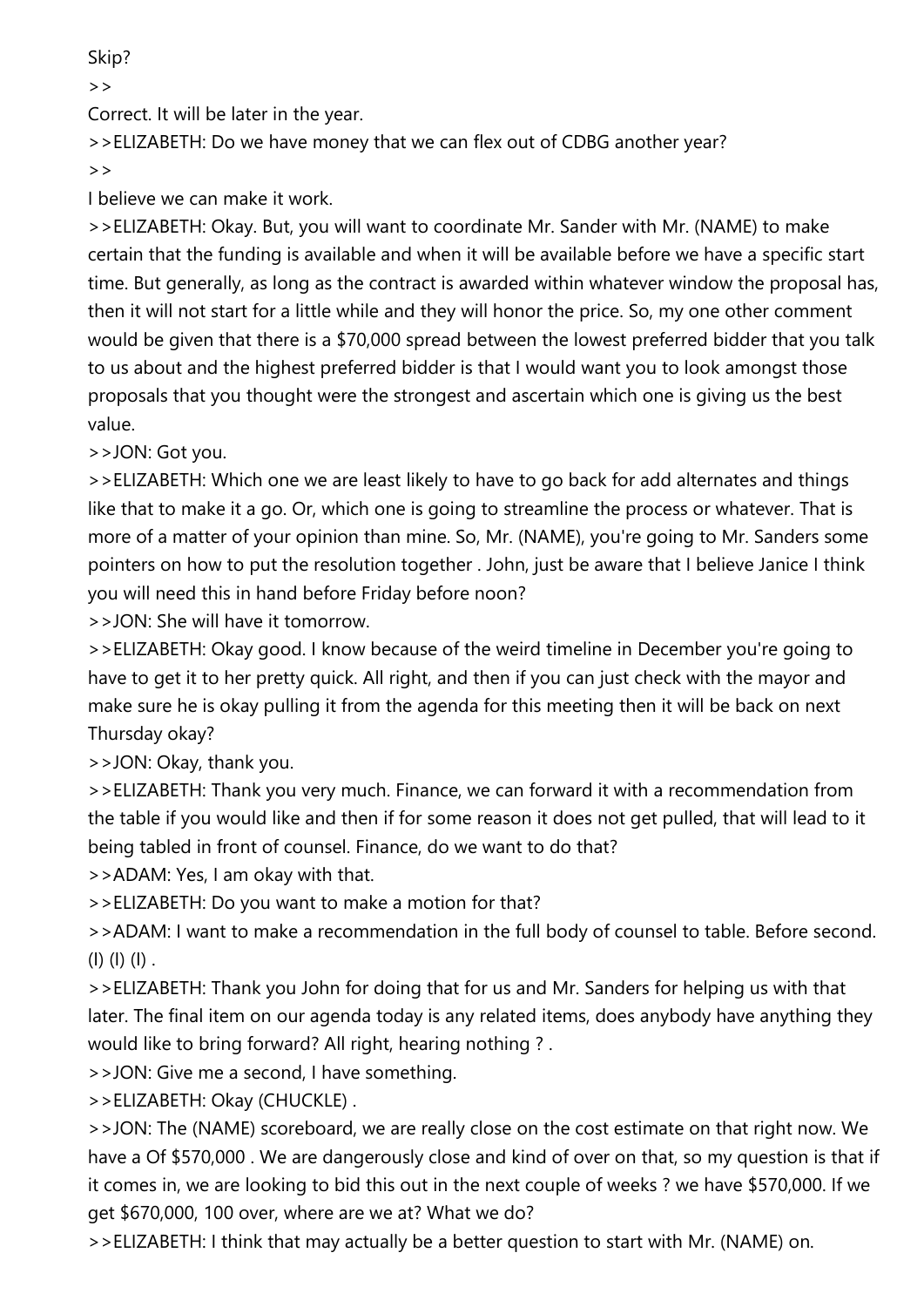Skip?

>>

Correct. It will be later in the year.

>>ELIZABETH: Do we have money that we can flex out of CDBG another year?

>>

I believe we can make it work.

>>ELIZABETH: Okay. But, you will want to coordinate Mr. Sander with Mr. (NAME) to make certain that the funding is available and when it will be available before we have a specific start time. But generally, as long as the contract is awarded within whatever window the proposal has, then it will not start for a little while and they will honor the price. So, my one other comment would be given that there is a $70,000 spread between the lowest preferred bidder that you talk to us about and the highest preferred bidder is that I would want you to look amongst those proposals that you thought were the strongest and ascertain which one is giving us the best value.

>>JON: Got you.

>>ELIZABETH: Which one we are least likely to have to go back for add alternates and things like that to make it a go. Or, which one is going to streamline the process or whatever. That is more of a matter of your opinion than mine. So, Mr. (NAME), you're going to Mr. Sanders some pointers on how to put the resolution together . John, just be aware that I believe Janice I think you will need this in hand before Friday before noon?

>>JON: She will have it tomorrow.

>>ELIZABETH: Okay good. I know because of the weird timeline in December you're going to have to get it to her pretty quick. All right, and then if you can just check with the mayor and make sure he is okay pulling it from the agenda for this meeting then it will be back on next Thursday okay?

>>JON: Okay, thank you.

>>ELIZABETH: Thank you very much. Finance, we can forward it with a recommendation from the table if you would like and then if for some reason it does not get pulled, that will lead to it being tabled in front of counsel. Finance, do we want to do that?

>>ADAM: Yes, I am okay with that.

>>ELIZABETH: Do you want to make a motion for that?

>>ADAM: I want to make a recommendation in the full body of counsel to table. Before second. (I) (I) (I) .

>>ELIZABETH: Thank you John for doing that for us and Mr. Sanders for helping us with that later. The final item on our agenda today is any related items, does anybody have anything they would like to bring forward? All right, hearing nothing ? .

>>JON: Give me a second, I have something.

>>ELIZABETH: Okay (CHUCKLE) .

>>JON: The (NAME) scoreboard, we are really close on the cost estimate on that right now. We have a Of $570,000 . We are dangerously close and kind of over on that, so my question is that if it comes in, we are looking to bid this out in the next couple of weeks ? we have $570,000. If we get $670,000, 100 over, where are we at? What we do?

>>ELIZABETH: I think that may actually be a better question to start with Mr. (NAME) on.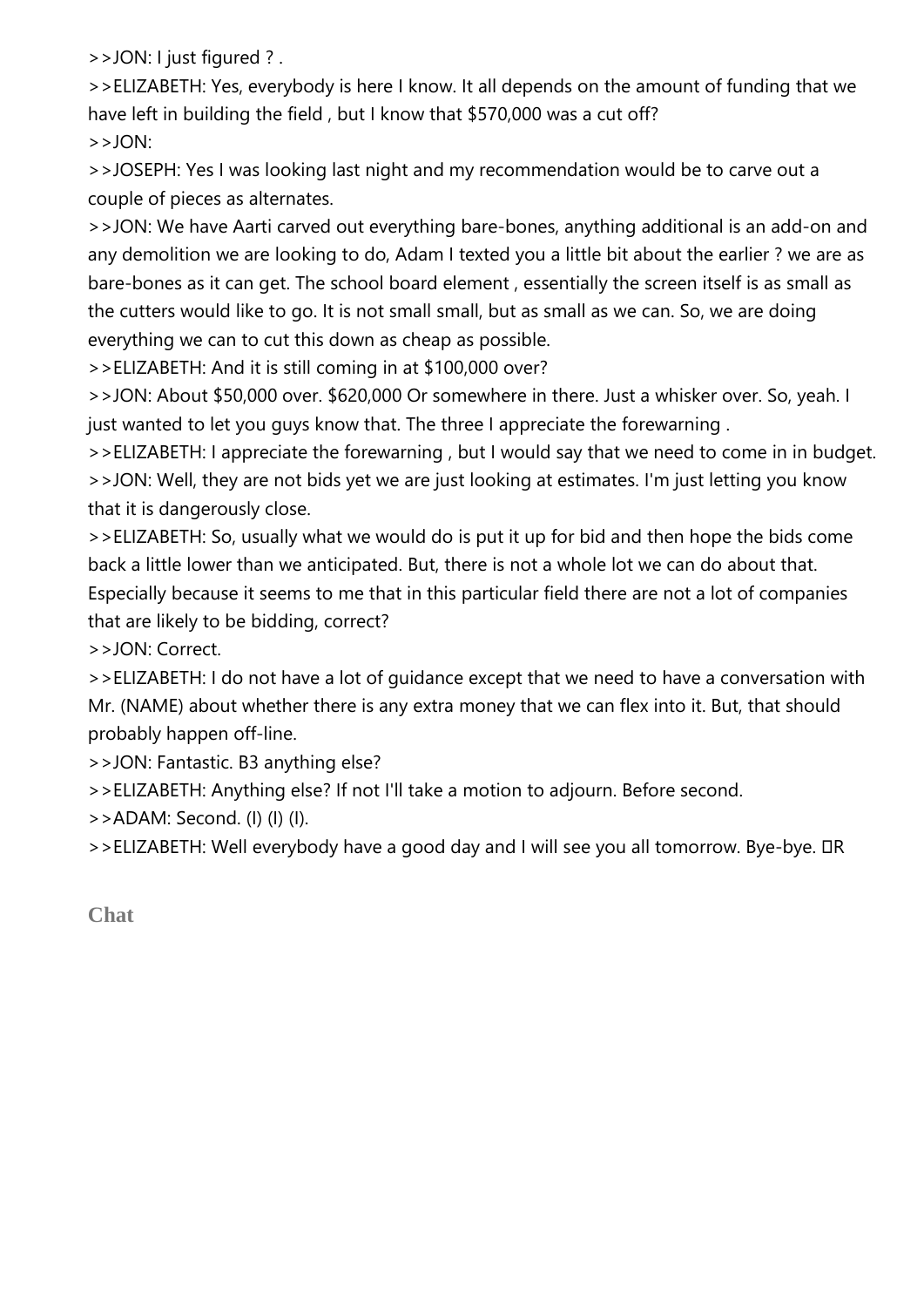>>JON: I just figured ? .

>>ELIZABETH: Yes, everybody is here I know. It all depends on the amount of funding that we have left in building the field , but I know that $570,000 was a cut off?

>>JON:

>>JOSEPH: Yes I was looking last night and my recommendation would be to carve out a couple of pieces as alternates.

>>JON: We have Aarti carved out everything bare-bones, anything additional is an add-on and any demolition we are looking to do, Adam I texted you a little bit about the earlier ? we are as bare-bones as it can get. The school board element , essentially the screen itself is as small as the cutters would like to go. It is not small small, but as small as we can. So, we are doing everything we can to cut this down as cheap as possible.

>>ELIZABETH: And it is still coming in at $100,000 over?

>>JON: About $50,000 over. $620,000 Or somewhere in there. Just a whisker over. So, yeah. I just wanted to let you guys know that. The three I appreciate the forewarning .

>>ELIZABETH: I appreciate the forewarning , but I would say that we need to come in in budget.

>>JON: Well, they are not bids yet we are just looking at estimates. I'm just letting you know that it is dangerously close.

>>ELIZABETH: So, usually what we would do is put it up for bid and then hope the bids come back a little lower than we anticipated. But, there is not a whole lot we can do about that. Especially because it seems to me that in this particular field there are not a lot of companies that are likely to be bidding, correct?

>>JON: Correct.

>>ELIZABETH: I do not have a lot of guidance except that we need to have a conversation with Mr. (NAME) about whether there is any extra money that we can flex into it. But, that should probably happen off-line.

>>JON: Fantastic. B3 anything else?

>>ELIZABETH: Anything else? If not I'll take a motion to adjourn. Before second.

>>ADAM: Second. (I) (I) (I).

>>ELIZABETH: Well everybody have a good day and I will see you all tomorrow. Bye-bye. R

**Chat**